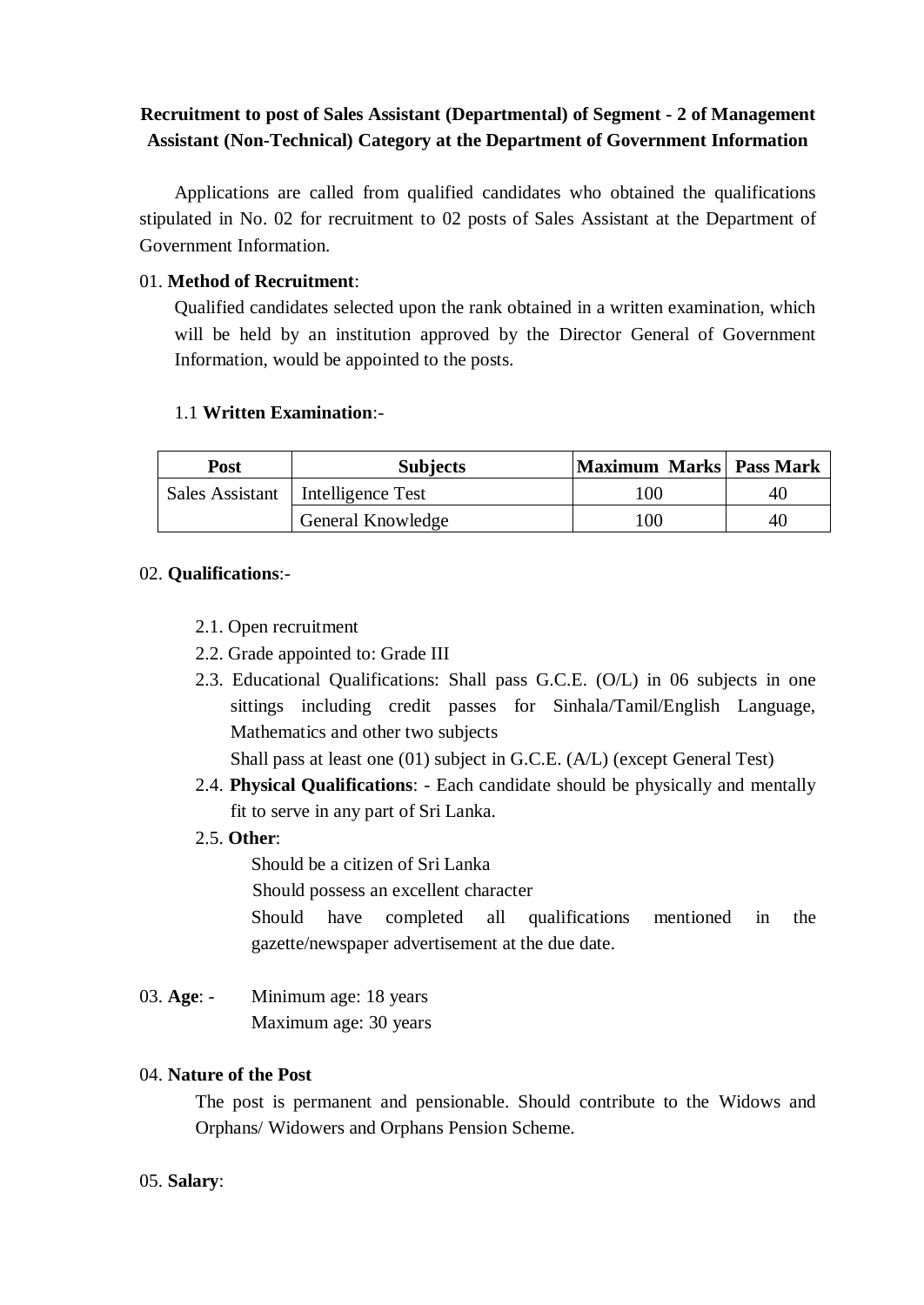**Recruitment to post of Sales Assistant (Departmental) of Segment - 2 of Management Assistant (Non-Technical) Category at the Department of Government Information**

Applications are called from qualified candidates who obtained the qualifications stipulated in No. 02 for recruitment to 02 posts of Sales Assistant at the Department of Government Information.

01. **Method of Recruitment**:

Qualified candidates selected upon the rank obtained in a written examination, which will be held by an institution approved by the Director General of Government Information, would be appointed to the posts.

1.1 **Written Examination**:-

| Post | Subjects | Maximum Marks | Pass Mark |
|---|---|---|---|
| Sales Assistant | Intelligence Test | 100 | 40 |
| | General Knowledge | 100 | 40 |

02. **Qualifications**:-

2.1. Open recruitment

2.2. Grade appointed to: Grade III

2.3. Educational Qualifications: Shall pass G.C.E. (O/L) in 06 subjects in one sittings including credit passes for Sinhala/Tamil/English Language, Mathematics and other two subjects

Shall pass at least one (01) subject in G.C.E. (A/L) (except General Test)

2.4. **Physical Qualifications**: - Each candidate should be physically and mentally fit to serve in any part of Sri Lanka.

2.5. **Other**:

Should be a citizen of Sri Lanka

Should possess an excellent character

Should have completed all qualifications mentioned in the gazette/newspaper advertisement at the due date.

03. **Age**: - Minimum age: 18 years

Maximum age: 30 years

04. **Nature of the Post**

The post is permanent and pensionable. Should contribute to the Widows and Orphans/ Widowers and Orphans Pension Scheme.

05. **Salary**: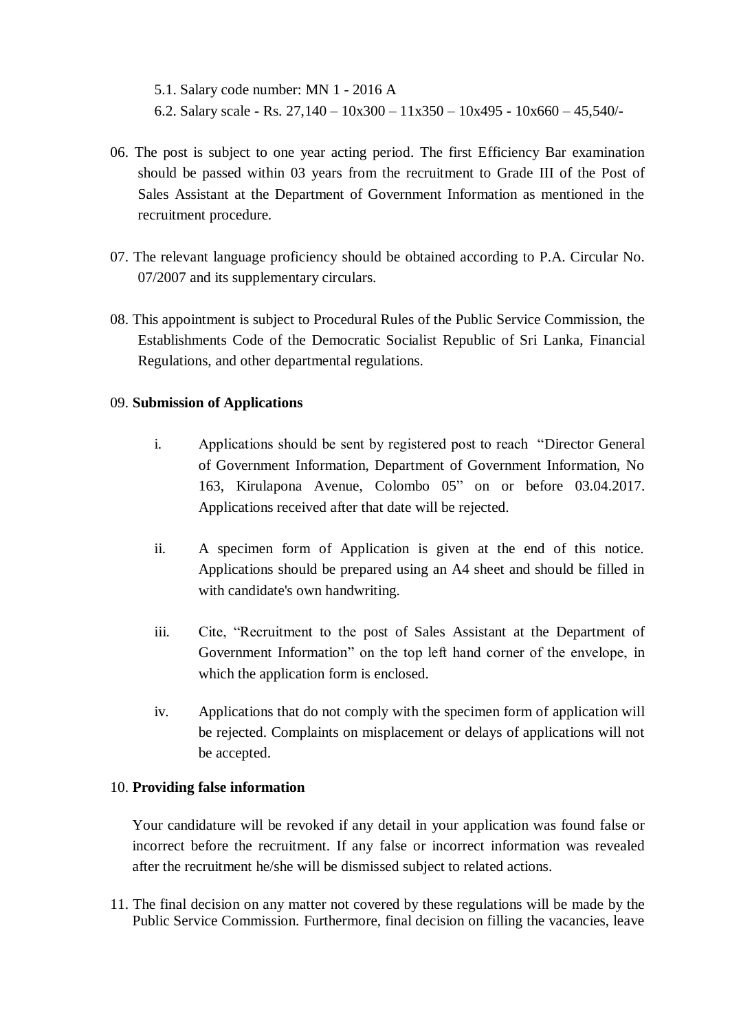5.1. Salary code number: MN 1 - 2016 A

6.2. Salary scale - Rs. 27,140 – 10x300 – 11x350 – 10x495 - 10x660 – 45,540/-

06. The post is subject to one year acting period. The first Efficiency Bar examination should be passed within 03 years from the recruitment to Grade III of the Post of Sales Assistant at the Department of Government Information as mentioned in the recruitment procedure.

07. The relevant language proficiency should be obtained according to P.A. Circular No. 07/2007 and its supplementary circulars.

08. This appointment is subject to Procedural Rules of the Public Service Commission, the Establishments Code of the Democratic Socialist Republic of Sri Lanka, Financial Regulations, and other departmental regulations.

09. **Submission of Applications**

i. Applications should be sent by registered post to reach "Director General of Government Information, Department of Government Information, No 163, Kirulapona Avenue, Colombo 05" on or before 03.04.2017. Applications received after that date will be rejected.

ii. A specimen form of Application is given at the end of this notice. Applications should be prepared using an A4 sheet and should be filled in with candidate's own handwriting.

iii. Cite, "Recruitment to the post of Sales Assistant at the Department of Government Information" on the top left hand corner of the envelope, in which the application form is enclosed.

iv. Applications that do not comply with the specimen form of application will be rejected. Complaints on misplacement or delays of applications will not be accepted.

10. **Providing false information**

Your candidature will be revoked if any detail in your application was found false or incorrect before the recruitment. If any false or incorrect information was revealed after the recruitment he/she will be dismissed subject to related actions.

11. The final decision on any matter not covered by these regulations will be made by the Public Service Commission. Furthermore, final decision on filling the vacancies, leave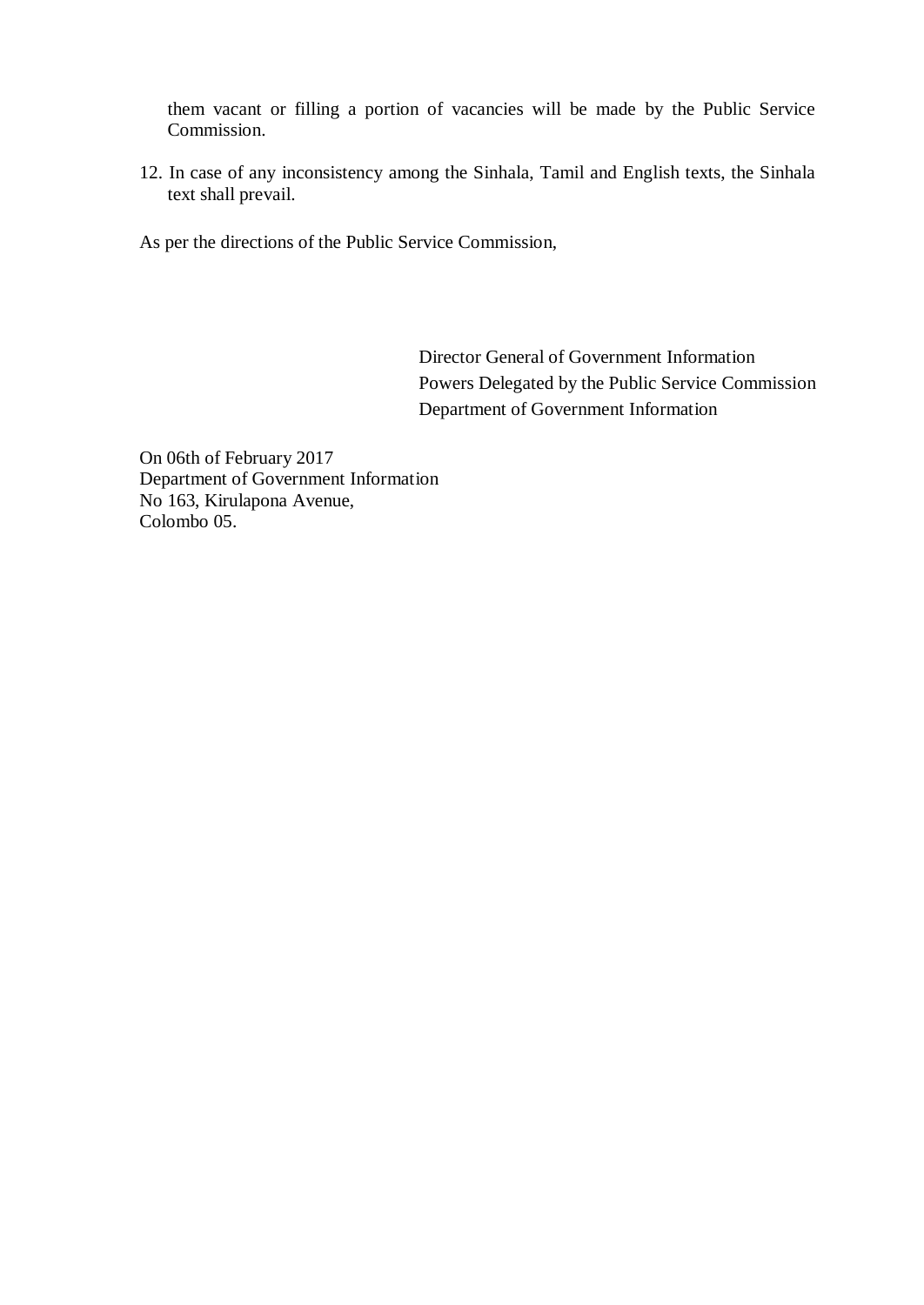them vacant or filling a portion of vacancies will be made by the Public Service Commission.

12. In case of any inconsistency among the Sinhala, Tamil and English texts, the Sinhala text shall prevail.

As per the directions of the Public Service Commission,

Director General of Government Information  
Powers Delegated by the Public Service Commission  
Department of Government Information

On 06th of February 2017  
Department of Government Information  
No 163, Kirulapona Avenue,  
Colombo 05.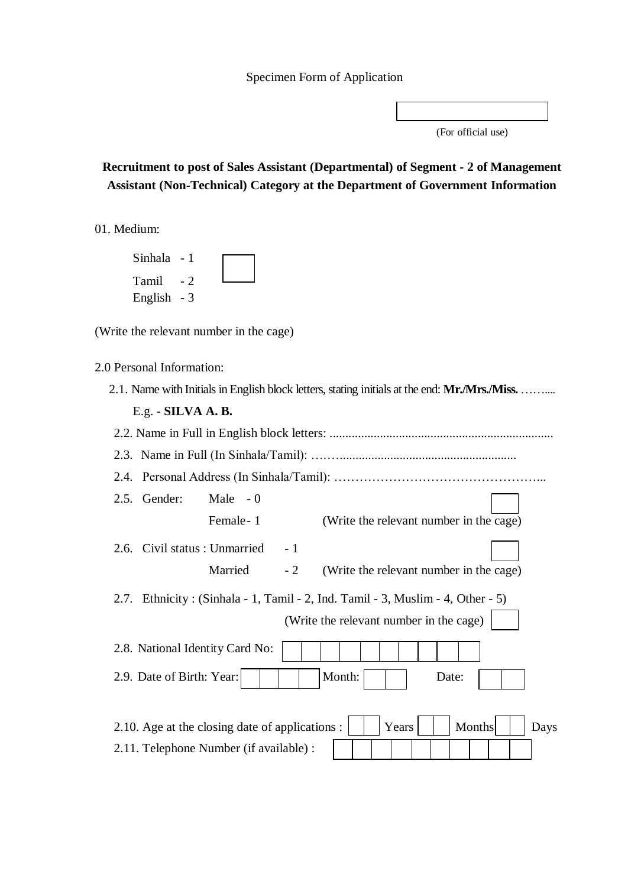Specimen Form of Application

| |
|---|
| |

(For official use)

**Recruitment to post of Sales Assistant (Departmental) of Segment - 2 of Management Assistant (Non-Technical) Category at the Department of Government Information**

01. Medium:

Sinhala - 1
Tamil - 2
English - 3

(Write the relevant number in the cage)

2.0 Personal Information:

2.1. Name with Initials in English block letters, stating initials at the end: **Mr./Mrs./Miss.** ……....

E.g. - **SILVA A. B.**

2.2. Name in Full in English block letters: ......................................................................

2.3. Name in Full (In Sinhala/Tamil): ……........................................................

2.4. Personal Address (In Sinhala/Tamil): …………………………………………...

2.5. Gender: Male - 0
Female - 1 (Write the relevant number in the cage)

2.6. Civil status : Unmarried - 1
Married - 2 (Write the relevant number in the cage)

2.7. Ethnicity : (Sinhala - 1, Tamil - 2, Ind. Tamil - 3, Muslim - 4, Other - 5)
(Write the relevant number in the cage)

2.8. National Identity Card No:

2.9. Date of Birth: Year: Month: Date:

2.10. Age at the closing date of applications : Years Months Days

2.11. Telephone Number (if available) :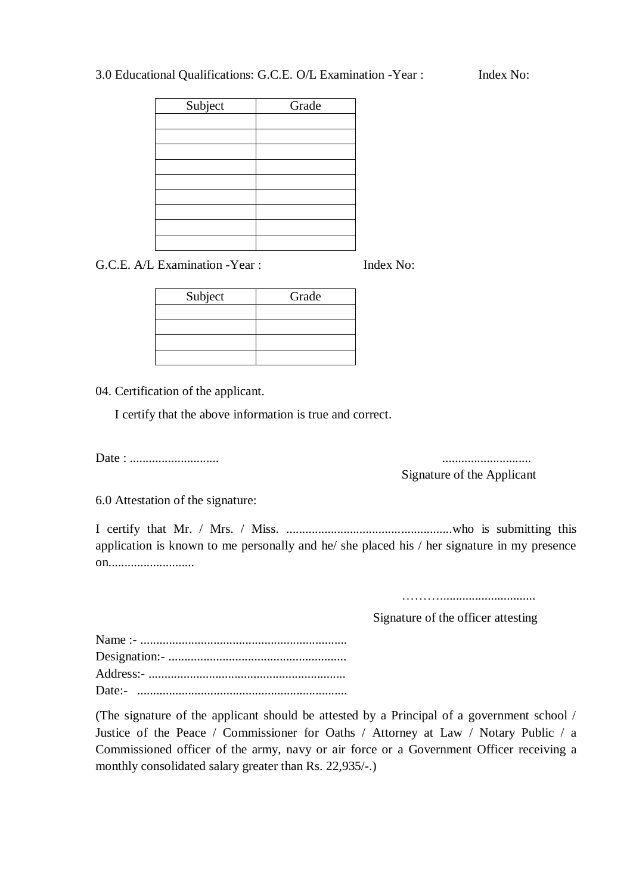3.0 Educational Qualifications: G.C.E. O/L Examination -Year : Index No:

| Subject | Grade |
|---|---|
| | |
| | |
| | |
| | |
| | |
| | |
| | |
| | |
| | |

G.C.E. A/L Examination -Year : Index No:

| Subject | Grade |
|---|---|
| | |
| | |
| | |
| | |

04. Certification of the applicant.

I certify that the above information is true and correct.

Date : ............................ ............................

Signature of the Applicant

6.0 Attestation of the signature:

I certify that Mr. / Mrs. / Miss. ....................................................who is submitting this application is known to me personally and he/ she placed his / her signature in my presence on...........................

………..............................

Signature of the officer attesting

Name :- .................................................................
Designation:- ........................................................
Address:- ..............................................................
Date:- ..................................................................

(The signature of the applicant should be attested by a Principal of a government school / Justice of the Peace / Commissioner for Oaths / Attorney at Law / Notary Public / a Commissioned officer of the army, navy or air force or a Government Officer receiving a monthly consolidated salary greater than Rs. 22,935/-.)